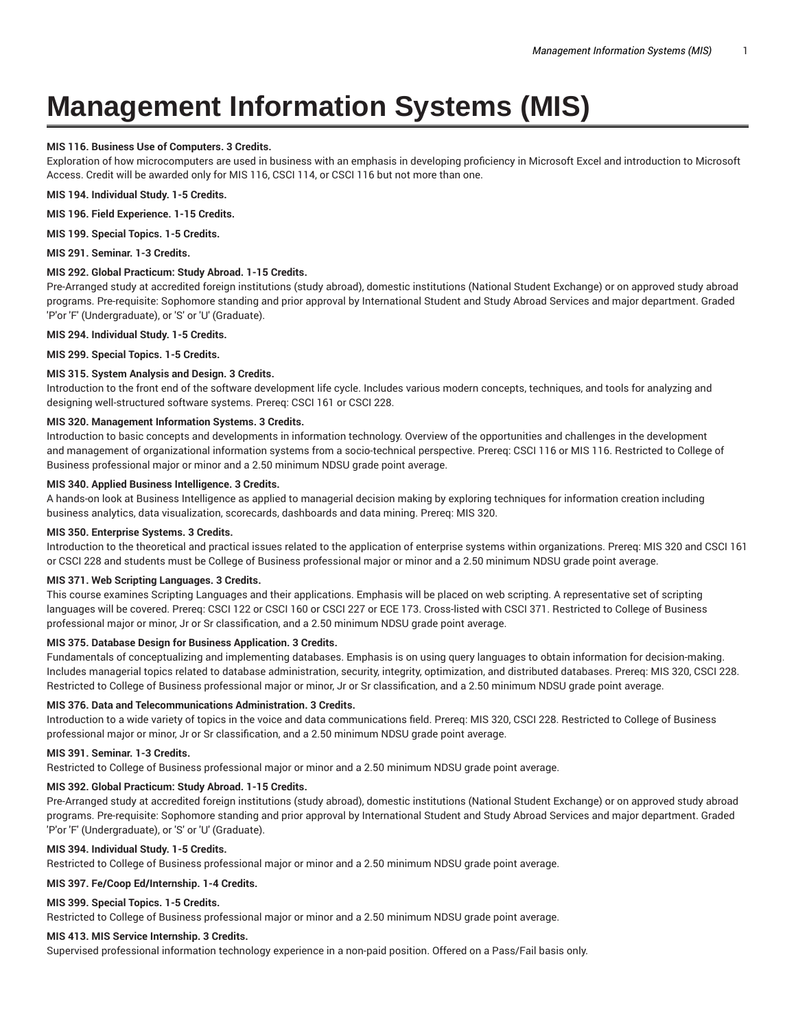# Management Information Systems (MIS)

**MIS 116. Business Use of Computers. 3 Credits.**
Exploration of how microcomputers are used in business with an emphasis in developing proficiency in Microsoft Excel and introduction to Microsoft Access. Credit will be awarded only for MIS 116, CSCI 114, or CSCI 116 but not more than one.

**MIS 194. Individual Study. 1-5 Credits.**

**MIS 196. Field Experience. 1-15 Credits.**

**MIS 199. Special Topics. 1-5 Credits.**

**MIS 291. Seminar. 1-3 Credits.**

**MIS 292. Global Practicum: Study Abroad. 1-15 Credits.**
Pre-Arranged study at accredited foreign institutions (study abroad), domestic institutions (National Student Exchange) or on approved study abroad programs. Pre-requisite: Sophomore standing and prior approval by International Student and Study Abroad Services and major department. Graded 'P'or 'F' (Undergraduate), or 'S' or 'U' (Graduate).

**MIS 294. Individual Study. 1-5 Credits.**

**MIS 299. Special Topics. 1-5 Credits.**

**MIS 315. System Analysis and Design. 3 Credits.**
Introduction to the front end of the software development life cycle. Includes various modern concepts, techniques, and tools for analyzing and designing well-structured software systems. Prereq: CSCI 161 or CSCI 228.

**MIS 320. Management Information Systems. 3 Credits.**
Introduction to basic concepts and developments in information technology. Overview of the opportunities and challenges in the development and management of organizational information systems from a socio-technical perspective. Prereq: CSCI 116 or MIS 116. Restricted to College of Business professional major or minor and a 2.50 minimum NDSU grade point average.

**MIS 340. Applied Business Intelligence. 3 Credits.**
A hands-on look at Business Intelligence as applied to managerial decision making by exploring techniques for information creation including business analytics, data visualization, scorecards, dashboards and data mining. Prereq: MIS 320.

**MIS 350. Enterprise Systems. 3 Credits.**
Introduction to the theoretical and practical issues related to the application of enterprise systems within organizations. Prereq: MIS 320 and CSCI 161 or CSCI 228 and students must be College of Business professional major or minor and a 2.50 minimum NDSU grade point average.

**MIS 371. Web Scripting Languages. 3 Credits.**
This course examines Scripting Languages and their applications. Emphasis will be placed on web scripting. A representative set of scripting languages will be covered. Prereq: CSCI 122 or CSCI 160 or CSCI 227 or ECE 173. Cross-listed with CSCI 371. Restricted to College of Business professional major or minor, Jr or Sr classification, and a 2.50 minimum NDSU grade point average.

**MIS 375. Database Design for Business Application. 3 Credits.**
Fundamentals of conceptualizing and implementing databases. Emphasis is on using query languages to obtain information for decision-making. Includes managerial topics related to database administration, security, integrity, optimization, and distributed databases. Prereq: MIS 320, CSCI 228. Restricted to College of Business professional major or minor, Jr or Sr classification, and a 2.50 minimum NDSU grade point average.

**MIS 376. Data and Telecommunications Administration. 3 Credits.**
Introduction to a wide variety of topics in the voice and data communications field. Prereq: MIS 320, CSCI 228. Restricted to College of Business professional major or minor, Jr or Sr classification, and a 2.50 minimum NDSU grade point average.

**MIS 391. Seminar. 1-3 Credits.**
Restricted to College of Business professional major or minor and a 2.50 minimum NDSU grade point average.

**MIS 392. Global Practicum: Study Abroad. 1-15 Credits.**
Pre-Arranged study at accredited foreign institutions (study abroad), domestic institutions (National Student Exchange) or on approved study abroad programs. Pre-requisite: Sophomore standing and prior approval by International Student and Study Abroad Services and major department. Graded 'P'or 'F' (Undergraduate), or 'S' or 'U' (Graduate).

**MIS 394. Individual Study. 1-5 Credits.**
Restricted to College of Business professional major or minor and a 2.50 minimum NDSU grade point average.

**MIS 397. Fe/Coop Ed/Internship. 1-4 Credits.**

**MIS 399. Special Topics. 1-5 Credits.**
Restricted to College of Business professional major or minor and a 2.50 minimum NDSU grade point average.

**MIS 413. MIS Service Internship. 3 Credits.**
Supervised professional information technology experience in a non-paid position. Offered on a Pass/Fail basis only.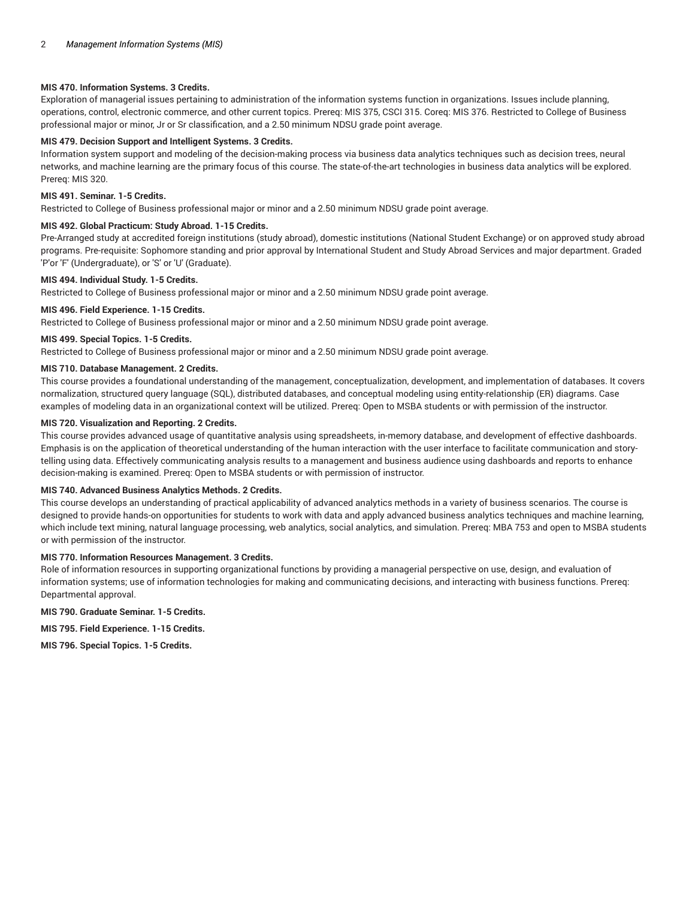**MIS 470. Information Systems. 3 Credits.**

Exploration of managerial issues pertaining to administration of the information systems function in organizations. Issues include planning, operations, control, electronic commerce, and other current topics. Prereq: MIS 375, CSCI 315. Coreq: MIS 376. Restricted to College of Business professional major or minor, Jr or Sr classification, and a 2.50 minimum NDSU grade point average.

**MIS 479. Decision Support and Intelligent Systems. 3 Credits.**

Information system support and modeling of the decision-making process via business data analytics techniques such as decision trees, neural networks, and machine learning are the primary focus of this course. The state-of-the-art technologies in business data analytics will be explored. Prereq: MIS 320.

**MIS 491. Seminar. 1-5 Credits.**

Restricted to College of Business professional major or minor and a 2.50 minimum NDSU grade point average.

**MIS 492. Global Practicum: Study Abroad. 1-15 Credits.**

Pre-Arranged study at accredited foreign institutions (study abroad), domestic institutions (National Student Exchange) or on approved study abroad programs. Pre-requisite: Sophomore standing and prior approval by International Student and Study Abroad Services and major department. Graded 'P'or 'F' (Undergraduate), or 'S' or 'U' (Graduate).

**MIS 494. Individual Study. 1-5 Credits.**

Restricted to College of Business professional major or minor and a 2.50 minimum NDSU grade point average.

**MIS 496. Field Experience. 1-15 Credits.**

Restricted to College of Business professional major or minor and a 2.50 minimum NDSU grade point average.

**MIS 499. Special Topics. 1-5 Credits.**

Restricted to College of Business professional major or minor and a 2.50 minimum NDSU grade point average.

**MIS 710. Database Management. 2 Credits.**

This course provides a foundational understanding of the management, conceptualization, development, and implementation of databases. It covers normalization, structured query language (SQL), distributed databases, and conceptual modeling using entity-relationship (ER) diagrams. Case examples of modeling data in an organizational context will be utilized. Prereq: Open to MSBA students or with permission of the instructor.

**MIS 720. Visualization and Reporting. 2 Credits.**

This course provides advanced usage of quantitative analysis using spreadsheets, in-memory database, and development of effective dashboards. Emphasis is on the application of theoretical understanding of the human interaction with the user interface to facilitate communication and story-telling using data. Effectively communicating analysis results to a management and business audience using dashboards and reports to enhance decision-making is examined. Prereq: Open to MSBA students or with permission of instructor.

**MIS 740. Advanced Business Analytics Methods. 2 Credits.**

This course develops an understanding of practical applicability of advanced analytics methods in a variety of business scenarios. The course is designed to provide hands-on opportunities for students to work with data and apply advanced business analytics techniques and machine learning, which include text mining, natural language processing, web analytics, social analytics, and simulation. Prereq: MBA 753 and open to MSBA students or with permission of the instructor.

**MIS 770. Information Resources Management. 3 Credits.**

Role of information resources in supporting organizational functions by providing a managerial perspective on use, design, and evaluation of information systems; use of information technologies for making and communicating decisions, and interacting with business functions. Prereq: Departmental approval.

**MIS 790. Graduate Seminar. 1-5 Credits.**

**MIS 795. Field Experience. 1-15 Credits.**

**MIS 796. Special Topics. 1-5 Credits.**